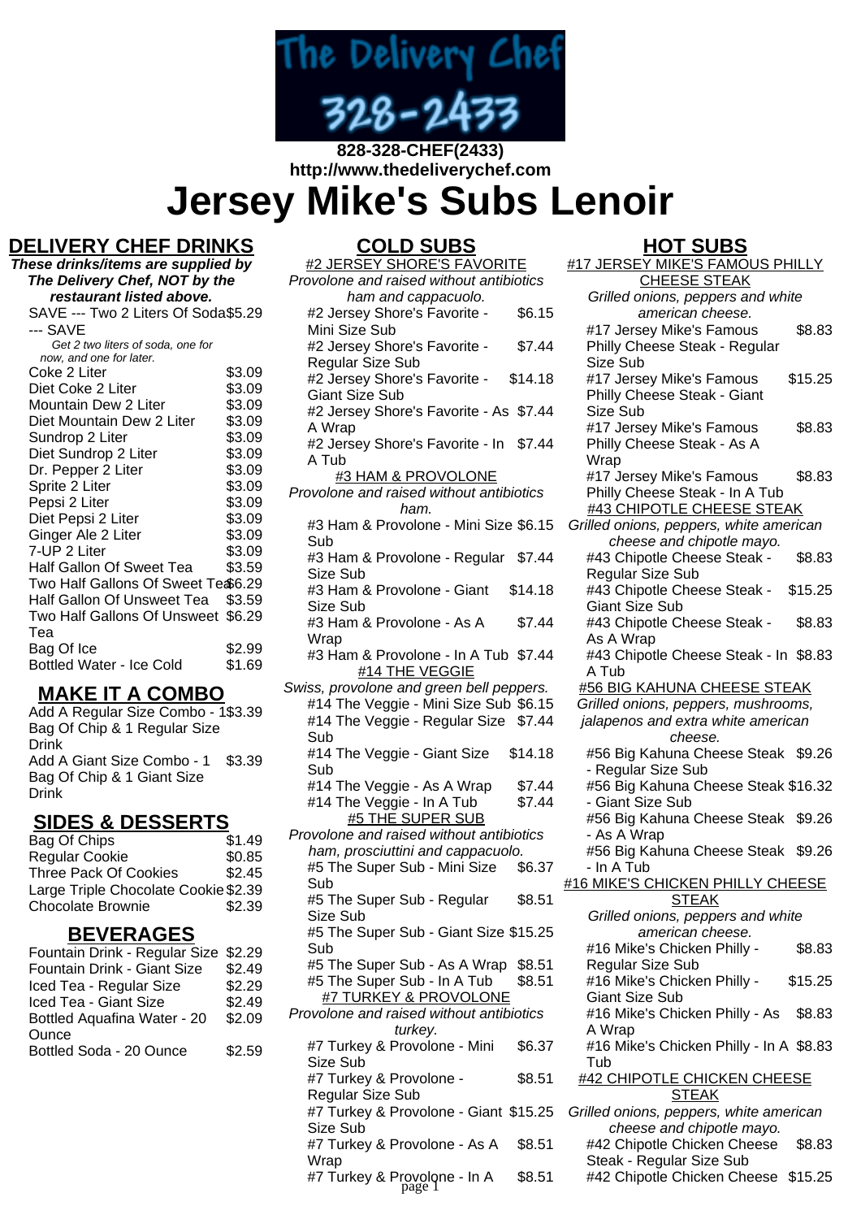**828-328-CHEF(2433)**
**http://www.thedeliverychef.com**

# Jersey Mike's Subs Lenoir

## DELIVERY CHEF DRINKS

***These drinks/items are supplied by The Delivery Chef, NOT by the restaurant listed above.***

| Item | Price |
|---|---|
| SAVE --- Two 2 Liters Of Soda --- SAVE | $5.29 |

*Get 2 two liters of soda, one for now, and one for later.*

| Item | Price |
|---|---|
| Coke 2 Liter | $3.09 |
| Diet Coke 2 Liter | $3.09 |
| Mountain Dew 2 Liter | $3.09 |
| Diet Mountain Dew 2 Liter | $3.09 |
| Sundrop 2 Liter | $3.09 |
| Diet Sundrop 2 Liter | $3.09 |
| Dr. Pepper 2 Liter | $3.09 |
| Sprite 2 Liter | $3.09 |
| Pepsi 2 Liter | $3.09 |
| Diet Pepsi 2 Liter | $3.09 |
| Ginger Ale 2 Liter | $3.09 |
| 7-UP 2 Liter | $3.09 |
| Half Gallon Of Sweet Tea | $3.59 |
| Two Half Gallons Of Sweet Tea | $6.29 |
| Half Gallon Of Unsweet Tea | $3.59 |
| Two Half Gallons Of Unsweet Tea | $6.29 |
| Bag Of Ice | $2.99 |
| Bottled Water - Ice Cold | $1.69 |

## MAKE IT A COMBO

| Item | Price |
|---|---|
| Add A Regular Size Combo - 1 Bag Of Chip & 1 Regular Size Drink | $3.39 |
| Add A Giant Size Combo - 1 Bag Of Chip & 1 Giant Size Drink | $3.39 |

## SIDES & DESSERTS

| Item | Price |
|---|---|
| Bag Of Chips | $1.49 |
| Regular Cookie | $0.85 |
| Three Pack Of Cookies | $2.45 |
| Large Triple Chocolate Cookie | $2.39 |
| Chocolate Brownie | $2.39 |

## BEVERAGES

| Item | Price |
|---|---|
| Fountain Drink - Regular Size | $2.29 |
| Fountain Drink - Giant Size | $2.49 |
| Iced Tea - Regular Size | $2.29 |
| Iced Tea - Giant Size | $2.49 |
| Bottled Aquafina Water - 20 Ounce | $2.09 |
| Bottled Soda - 20 Ounce | $2.59 |

## COLD SUBS

### #2 JERSEY SHORE'S FAVORITE

*Provolone and raised without antibiotics ham and cappacuolo.*

| Item | Price |
|---|---|
| #2 Jersey Shore's Favorite - Mini Size Sub | $6.15 |
| #2 Jersey Shore's Favorite - Regular Size Sub | $7.44 |
| #2 Jersey Shore's Favorite - Giant Size Sub | $14.18 |
| #2 Jersey Shore's Favorite - As A Wrap | $7.44 |
| #2 Jersey Shore's Favorite - In A Tub | $7.44 |

### #3 HAM & PROVOLONE

*Provolone and raised without antibiotics ham.*

| Item | Price |
|---|---|
| #3 Ham & Provolone - Mini Size Sub | $6.15 |
| #3 Ham & Provolone - Regular Size Sub | $7.44 |
| #3 Ham & Provolone - Giant Size Sub | $14.18 |
| #3 Ham & Provolone - As A Wrap | $7.44 |
| #3 Ham & Provolone - In A Tub | $7.44 |

### #14 THE VEGGIE

*Swiss, provolone and green bell peppers.*

| Item | Price |
|---|---|
| #14 The Veggie - Mini Size Sub | $6.15 |
| #14 The Veggie - Regular Size Sub | $7.44 |
| #14 The Veggie - Giant Size Sub | $14.18 |
| #14 The Veggie - As A Wrap | $7.44 |
| #14 The Veggie - In A Tub | $7.44 |

### #5 THE SUPER SUB

*Provolone and raised without antibiotics ham, prosciuttini and cappacuolo.*

| Item | Price |
|---|---|
| #5 The Super Sub - Mini Size Sub | $6.37 |
| #5 The Super Sub - Regular Size Sub | $8.51 |
| #5 The Super Sub - Giant Size Sub | $15.25 |
| #5 The Super Sub - As A Wrap | $8.51 |
| #5 The Super Sub - In A Tub | $8.51 |

### #7 TURKEY & PROVOLONE

*Provolone and raised without antibiotics turkey.*

| Item | Price |
|---|---|
| #7 Turkey & Provolone - Mini Size Sub | $6.37 |
| #7 Turkey & Provolone - Regular Size Sub | $8.51 |
| #7 Turkey & Provolone - Giant Size Sub | $15.25 |
| #7 Turkey & Provolone - As A Wrap | $8.51 |
| #7 Turkey & Provolone - In A | $8.51 |

## HOT SUBS

### #17 JERSEY MIKE'S FAMOUS PHILLY CHEESE STEAK

*Grilled onions, peppers and white american cheese.*

| Item | Price |
|---|---|
| #17 Jersey Mike's Famous Philly Cheese Steak - Regular Size Sub | $8.83 |
| #17 Jersey Mike's Famous Philly Cheese Steak - Giant Size Sub | $15.25 |
| #17 Jersey Mike's Famous Philly Cheese Steak - As A Wrap | $8.83 |
| #17 Jersey Mike's Famous Philly Cheese Steak - In A Tub | $8.83 |

### #43 CHIPOTLE CHEESE STEAK

*Grilled onions, peppers, white american cheese and chipotle mayo.*

| Item | Price |
|---|---|
| #43 Chipotle Cheese Steak - Regular Size Sub | $8.83 |
| #43 Chipotle Cheese Steak - Giant Size Sub | $15.25 |
| #43 Chipotle Cheese Steak - As A Wrap | $8.83 |
| #43 Chipotle Cheese Steak - In A Tub | $8.83 |

### #56 BIG KAHUNA CHEESE STEAK

*Grilled onions, peppers, mushrooms, jalapenos and extra white american cheese.*

| Item | Price |
|---|---|
| #56 Big Kahuna Cheese Steak - Regular Size Sub | $9.26 |
| #56 Big Kahuna Cheese Steak - Giant Size Sub | $16.32 |
| #56 Big Kahuna Cheese Steak - As A Wrap | $9.26 |
| #56 Big Kahuna Cheese Steak - In A Tub | $9.26 |

### #16 MIKE'S CHICKEN PHILLY CHEESE STEAK

*Grilled onions, peppers and white american cheese.*

| Item | Price |
|---|---|
| #16 Mike's Chicken Philly - Regular Size Sub | $8.83 |
| #16 Mike's Chicken Philly - Giant Size Sub | $15.25 |
| #16 Mike's Chicken Philly - As A Wrap | $8.83 |
| #16 Mike's Chicken Philly - In A Tub | $8.83 |

### #42 CHIPOTLE CHICKEN CHEESE STEAK

*Grilled onions, peppers, white american cheese and chipotle mayo.*

| Item | Price |
|---|---|
| #42 Chipotle Chicken Cheese Steak - Regular Size Sub | $8.83 |
| #42 Chipotle Chicken Cheese | $15.25 |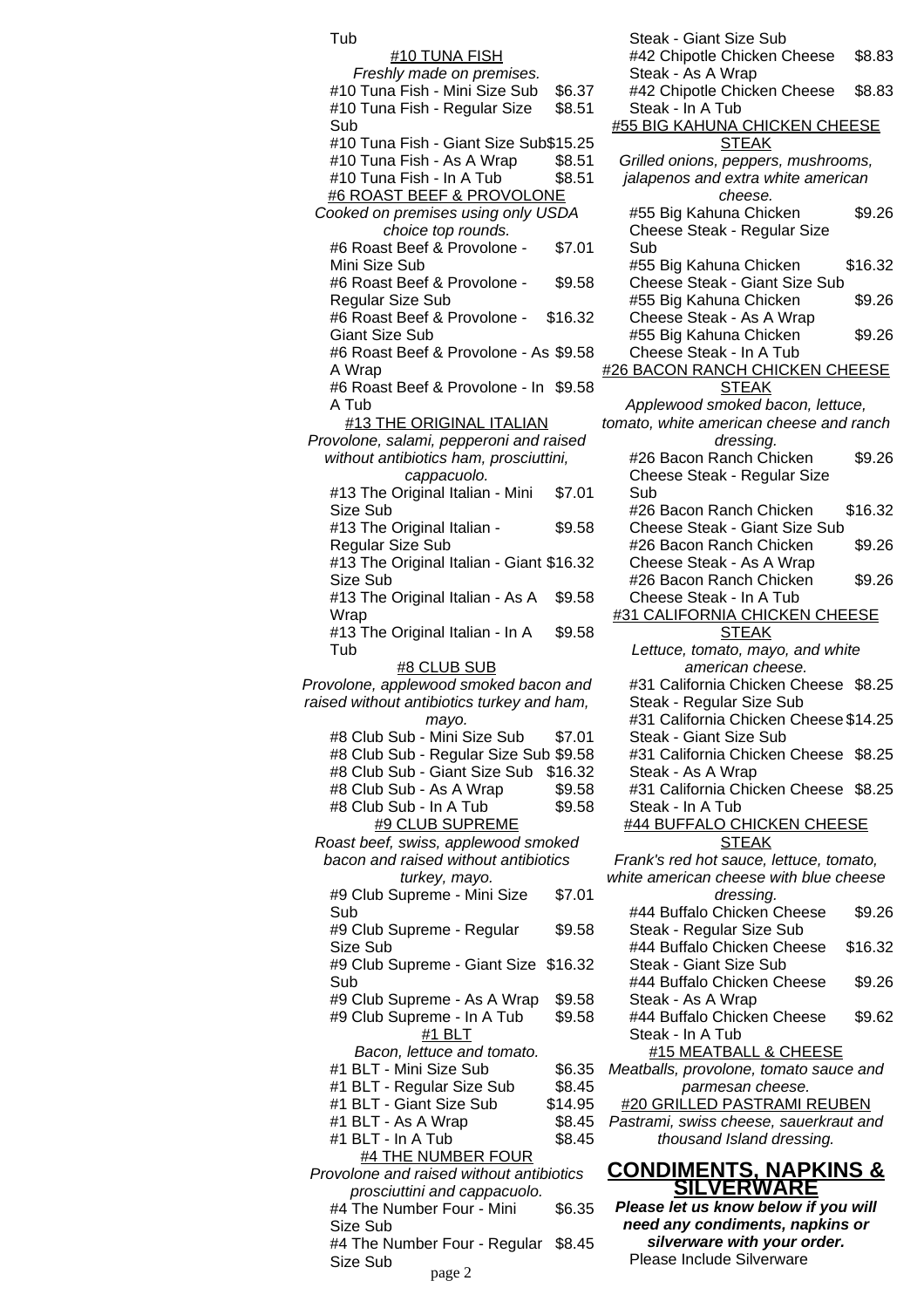Tub

#10 TUNA FISH

*Freshly made on premises.*

| Item | Price |
|---|---|
| #10 Tuna Fish - Mini Size Sub | $6.37 |
| #10 Tuna Fish - Regular Size Sub | $8.51 |
| #10 Tuna Fish - Giant Size Sub | $15.25 |
| #10 Tuna Fish - As A Wrap | $8.51 |
| #10 Tuna Fish - In A Tub | $8.51 |

#6 ROAST BEEF & PROVOLONE

*Cooked on premises using only USDA choice top rounds.*

| Item | Price |
|---|---|
| #6 Roast Beef & Provolone - Mini Size Sub | $7.01 |
| #6 Roast Beef & Provolone - Regular Size Sub | $9.58 |
| #6 Roast Beef & Provolone - Giant Size Sub | $16.32 |
| #6 Roast Beef & Provolone - As A Wrap | $9.58 |
| #6 Roast Beef & Provolone - In A Tub | $9.58 |

#13 THE ORIGINAL ITALIAN

*Provolone, salami, pepperoni and raised without antibiotics ham, prosciuttini, cappacuolo.*

| Item | Price |
|---|---|
| #13 The Original Italian - Mini Size Sub | $7.01 |
| #13 The Original Italian - Regular Size Sub | $9.58 |
| #13 The Original Italian - Giant Size Sub | $16.32 |
| #13 The Original Italian - As A Wrap | $9.58 |
| #13 The Original Italian - In A Tub | $9.58 |

#8 CLUB SUB

*Provolone, applewood smoked bacon and raised without antibiotics turkey and ham, mayo.*

| Item | Price |
|---|---|
| #8 Club Sub - Mini Size Sub | $7.01 |
| #8 Club Sub - Regular Size Sub | $9.58 |
| #8 Club Sub - Giant Size Sub | $16.32 |
| #8 Club Sub - As A Wrap | $9.58 |
| #8 Club Sub - In A Tub | $9.58 |

#9 CLUB SUPREME

*Roast beef, swiss, applewood smoked bacon and raised without antibiotics turkey, mayo.*

| Item | Price |
|---|---|
| #9 Club Supreme - Mini Size Sub | $7.01 |
| #9 Club Supreme - Regular Size Sub | $9.58 |
| #9 Club Supreme - Giant Size Sub | $16.32 |
| #9 Club Supreme - As A Wrap | $9.58 |
| #9 Club Supreme - In A Tub | $9.58 |

#1 BLT

*Bacon, lettuce and tomato.*

| Item | Price |
|---|---|
| #1 BLT - Mini Size Sub | $6.35 |
| #1 BLT - Regular Size Sub | $8.45 |
| #1 BLT - Giant Size Sub | $14.95 |
| #1 BLT - As A Wrap | $8.45 |
| #1 BLT - In A Tub | $8.45 |

#4 THE NUMBER FOUR

*Provolone and raised without antibiotics prosciuttini and cappacuolo.*

| Item | Price |
|---|---|
| #4 The Number Four - Mini Size Sub | $6.35 |
| #4 The Number Four - Regular Size Sub | $8.45 |

Steak - Giant Size Sub

| Item | Price |
|---|---|
| #42 Chipotle Chicken Cheese Steak - As A Wrap | $8.83 |
| #42 Chipotle Chicken Cheese Steak - In A Tub | $8.83 |

#55 BIG KAHUNA CHICKEN CHEESE STEAK

*Grilled onions, peppers, mushrooms, jalapenos and extra white american cheese.*

| Item | Price |
|---|---|
| #55 Big Kahuna Chicken Cheese Steak - Regular Size Sub | $9.26 |
| #55 Big Kahuna Chicken Cheese Steak - Giant Size Sub | $16.32 |
| #55 Big Kahuna Chicken Cheese Steak - As A Wrap | $9.26 |
| #55 Big Kahuna Chicken Cheese Steak - In A Tub | $9.26 |

#26 BACON RANCH CHICKEN CHEESE STEAK

*Applewood smoked bacon, lettuce, tomato, white american cheese and ranch dressing.*

| Item | Price |
|---|---|
| #26 Bacon Ranch Chicken Cheese Steak - Regular Size Sub | $9.26 |
| #26 Bacon Ranch Chicken Cheese Steak - Giant Size Sub | $16.32 |
| #26 Bacon Ranch Chicken Cheese Steak - As A Wrap | $9.26 |
| #26 Bacon Ranch Chicken Cheese Steak - In A Tub | $9.26 |

#31 CALIFORNIA CHICKEN CHEESE STEAK

*Lettuce, tomato, mayo, and white american cheese.*

| Item | Price |
|---|---|
| #31 California Chicken Cheese Steak - Regular Size Sub | $8.25 |
| #31 California Chicken Cheese Steak - Giant Size Sub | $14.25 |
| #31 California Chicken Cheese Steak - As A Wrap | $8.25 |
| #31 California Chicken Cheese Steak - In A Tub | $8.25 |

#44 BUFFALO CHICKEN CHEESE STEAK

*Frank's red hot sauce, lettuce, tomato, white american cheese with blue cheese dressing.*

| Item | Price |
|---|---|
| #44 Buffalo Chicken Cheese Steak - Regular Size Sub | $9.26 |
| #44 Buffalo Chicken Cheese Steak - Giant Size Sub | $16.32 |
| #44 Buffalo Chicken Cheese Steak - As A Wrap | $9.26 |
| #44 Buffalo Chicken Cheese Steak - In A Tub | $9.62 |

#15 MEATBALL & CHEESE

*Meatballs, provolone, tomato sauce and parmesan cheese.*

#20 GRILLED PASTRAMI REUBEN

*Pastrami, swiss cheese, sauerkraut and thousand Island dressing.*

## CONDIMENTS, NAPKINS & SILVERWARE

***Please let us know below if you will need any condiments, napkins or silverware with your order.***

Please Include Silverware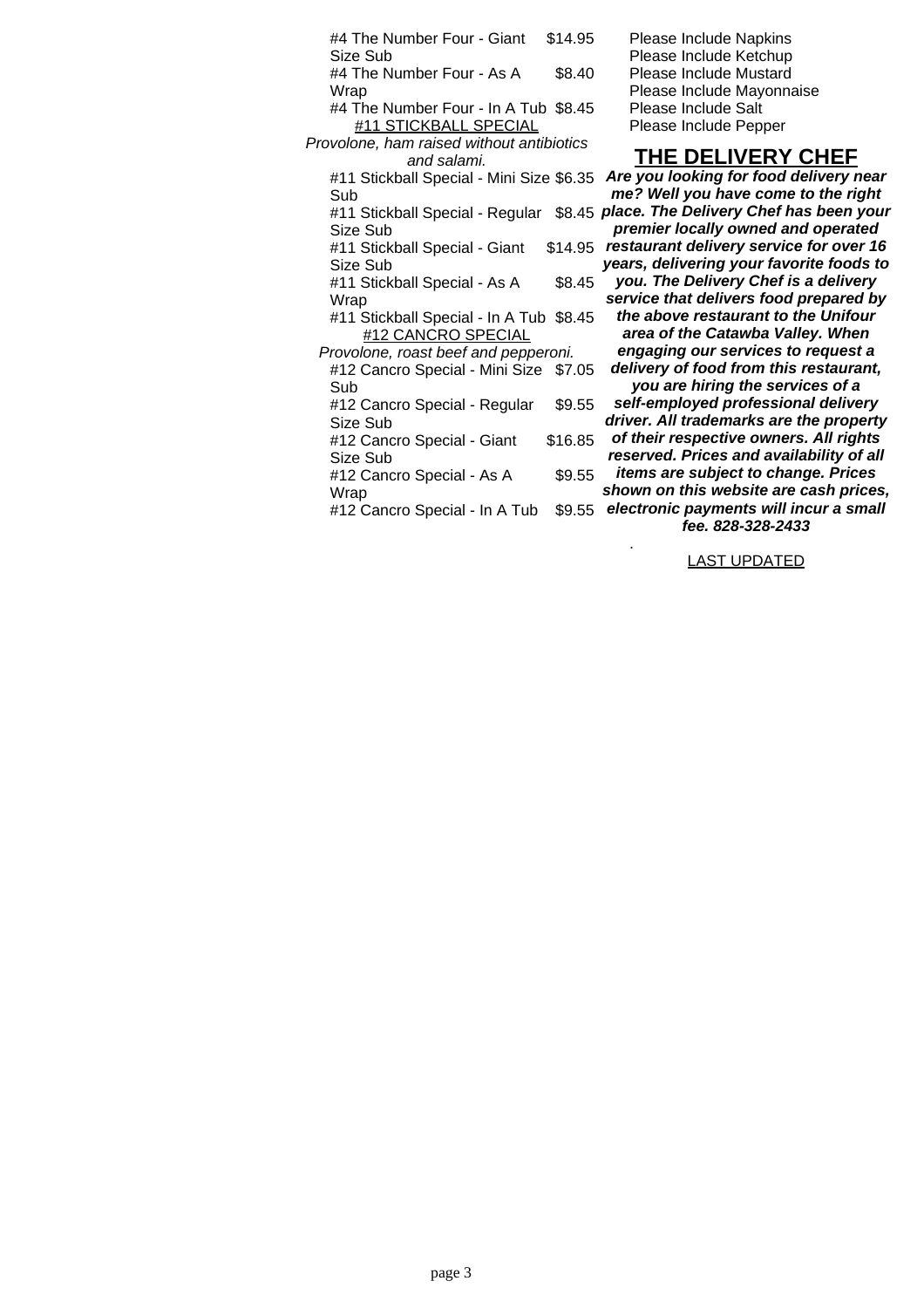| | |
|---|---|
| #4 The Number Four - Giant Size Sub | $14.95 |
| #4 The Number Four - As A Wrap | $8.40 |
| #4 The Number Four - In A Tub | $8.45 |

#11 STICKBALL SPECIAL

*Provolone, ham raised without antibiotics and salami.*

| | |
|---|---|
| #11 Stickball Special - Mini Size Sub | $6.35 |
| #11 Stickball Special - Regular Size Sub | $8.45 |
| #11 Stickball Special - Giant Size Sub | $14.95 |
| #11 Stickball Special - As A Wrap | $8.45 |
| #11 Stickball Special - In A Tub | $8.45 |

#12 CANCRO SPECIAL

*Provolone, roast beef and pepperoni.*

| | |
|---|---|
| #12 Cancro Special - Mini Size Sub | $7.05 |
| #12 Cancro Special - Regular Size Sub | $9.55 |
| #12 Cancro Special - Giant Size Sub | $16.85 |
| #12 Cancro Special - As A Wrap | $9.55 |
| #12 Cancro Special - In A Tub | $9.55 |

Please Include Napkins
Please Include Ketchup
Please Include Mustard
Please Include Mayonnaise
Please Include Salt
Please Include Pepper

## THE DELIVERY CHEF

***Are you looking for food delivery near me? Well you have come to the right place. The Delivery Chef has been your premier locally owned and operated restaurant delivery service for over 16 years, delivering your favorite foods to you. The Delivery Chef is a delivery service that delivers food prepared by the above restaurant to the Unifour area of the Catawba Valley. When engaging our services to request a delivery of food from this restaurant, you are hiring the services of a self-employed professional delivery driver. All trademarks are the property of their respective owners. All rights reserved. Prices and availability of all items are subject to change. Prices shown on this website are cash prices, electronic payments will incur a small fee. 828-328-2433***

.

LAST UPDATED